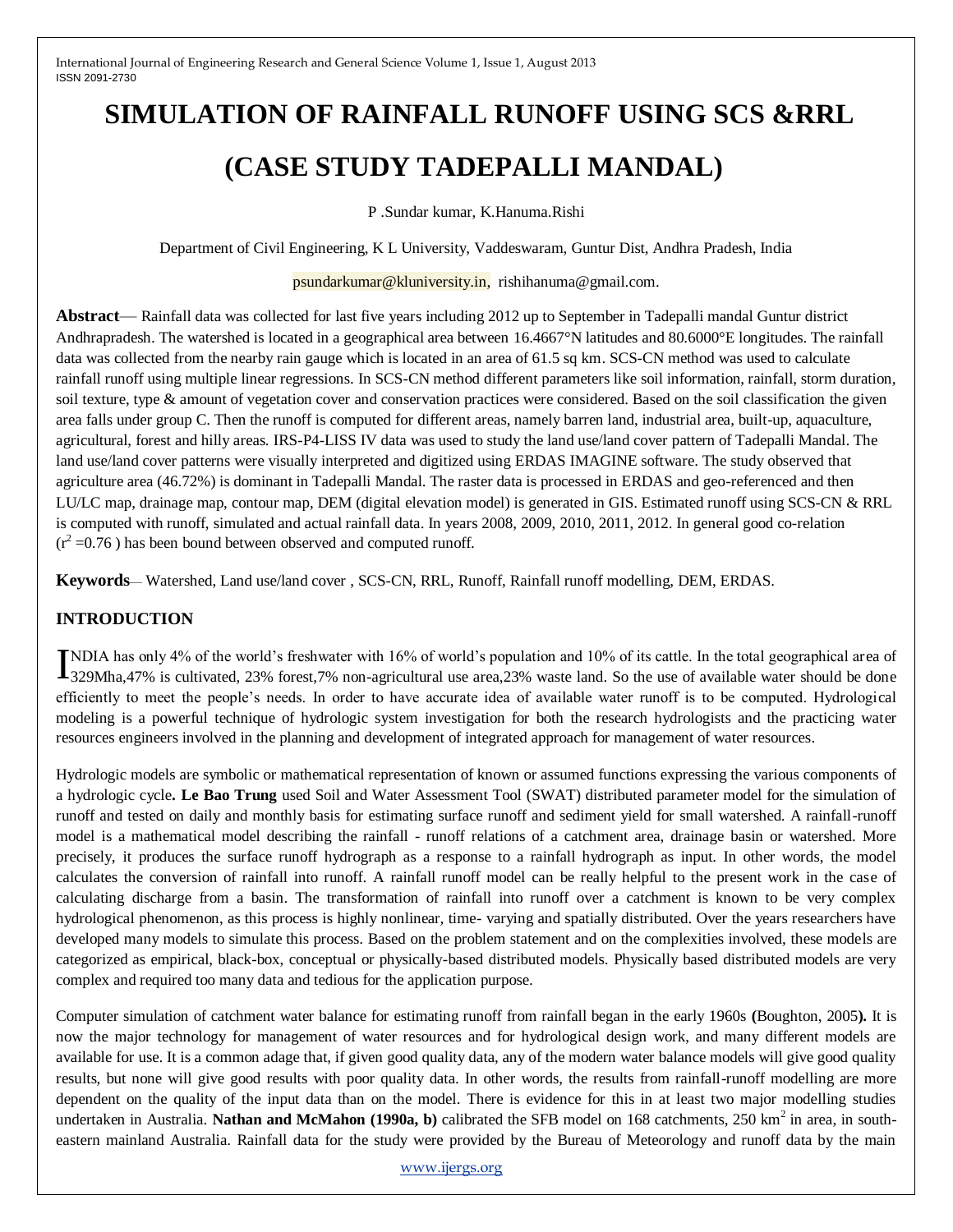# SIMULATION OF RAINFALL RUNOFF USING SCS &RRL

# (CASE STUDY TADEPALLI MANDAL)

P .Sundar kumar, K.Hanuma.Rishi

Department of Civil Engineering, K L University, Vaddeswaram, Guntur Dist, Andhra Pradesh, India

psundarkumar@kluniversity.in, rishihanuma@gmail.com.

**Abstract**— Rainfall data was collected for last five years including 2012 up to September in Tadepalli mandal Guntur district Andhrapradesh. The watershed is located in a geographical area between 16.4667°N latitudes and 80.6000°E longitudes. The rainfall data was collected from the nearby rain gauge which is located in an area of 61.5 sq km. SCS-CN method was used to calculate rainfall runoff using multiple linear regressions. In SCS-CN method different parameters like soil information, rainfall, storm duration, soil texture, type & amount of vegetation cover and conservation practices were considered. Based on the soil classification the given area falls under group C. Then the runoff is computed for different areas, namely barren land, industrial area, built-up, aquaculture, agricultural, forest and hilly areas. IRS-P4-LISS IV data was used to study the land use/land cover pattern of Tadepalli Mandal. The land use/land cover patterns were visually interpreted and digitized using ERDAS IMAGINE software. The study observed that agriculture area (46.72%) is dominant in Tadepalli Mandal. The raster data is processed in ERDAS and geo-referenced and then LU/LC map, drainage map, contour map, DEM (digital elevation model) is generated in GIS. Estimated runoff using SCS-CN & RRL is computed with runoff, simulated and actual rainfall data. In years 2008, 2009, 2010, 2011, 2012. In general good co-relation ($r^2$ =0.76 ) has been bound between observed and computed runoff.

**Keywords**— Watershed, Land use/land cover , SCS-CN, RRL, Runoff, Rainfall runoff modelling, DEM, ERDAS.

## INTRODUCTION

INDIA has only 4% of the world's freshwater with 16% of world's population and 10% of its cattle. In the total geographical area of 329Mha,47% is cultivated, 23% forest,7% non-agricultural use area,23% waste land. So the use of available water should be done efficiently to meet the people's needs. In order to have accurate idea of available water runoff is to be computed. Hydrological modeling is a powerful technique of hydrologic system investigation for both the research hydrologists and the practicing water resources engineers involved in the planning and development of integrated approach for management of water resources.

Hydrologic models are symbolic or mathematical representation of known or assumed functions expressing the various components of a hydrologic cycle**. Le Bao Trung** used Soil and Water Assessment Tool (SWAT) distributed parameter model for the simulation of runoff and tested on daily and monthly basis for estimating surface runoff and sediment yield for small watershed. A rainfall-runoff model is a mathematical model describing the rainfall - runoff relations of a catchment area, drainage basin or watershed. More precisely, it produces the surface runoff hydrograph as a response to a rainfall hydrograph as input. In other words, the model calculates the conversion of rainfall into runoff. A rainfall runoff model can be really helpful to the present work in the case of calculating discharge from a basin. The transformation of rainfall into runoff over a catchment is known to be very complex hydrological phenomenon, as this process is highly nonlinear, time- varying and spatially distributed. Over the years researchers have developed many models to simulate this process. Based on the problem statement and on the complexities involved, these models are categorized as empirical, black-box, conceptual or physically-based distributed models. Physically based distributed models are very complex and required too many data and tedious for the application purpose.

Computer simulation of catchment water balance for estimating runoff from rainfall began in the early 1960s **(**Boughton, 2005**).** It is now the major technology for management of water resources and for hydrological design work, and many different models are available for use. It is a common adage that, if given good quality data, any of the modern water balance models will give good quality results, but none will give good results with poor quality data. In other words, the results from rainfall-runoff modelling are more dependent on the quality of the input data than on the model. There is evidence for this in at least two major modelling studies undertaken in Australia. **Nathan and McMahon (1990a, b)** calibrated the SFB model on 168 catchments, 250 $km^2$ in area, in south-eastern mainland Australia. Rainfall data for the study were provided by the Bureau of Meteorology and runoff data by the main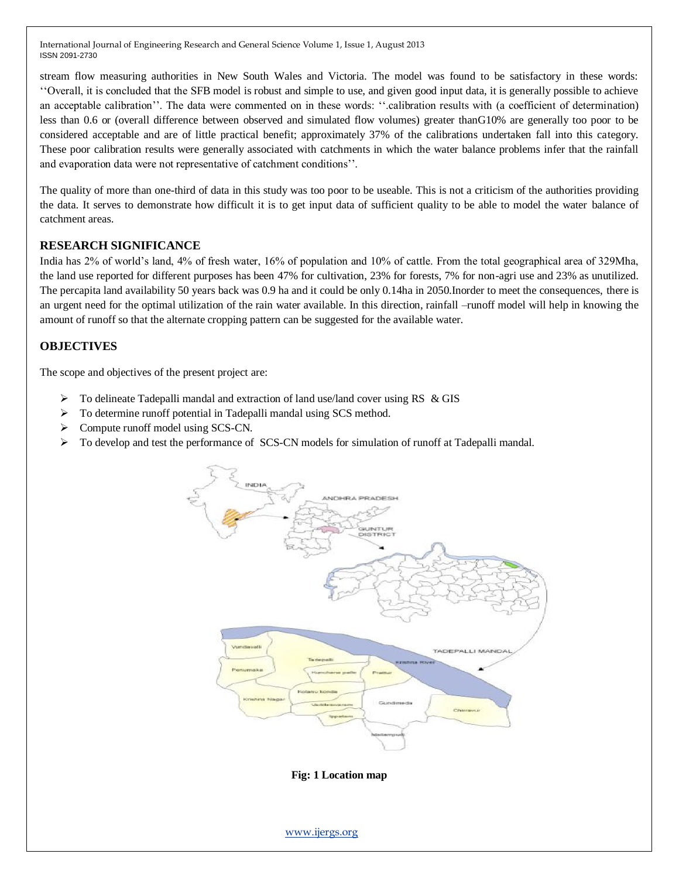stream flow measuring authorities in New South Wales and Victoria. The model was found to be satisfactory in these words: ''Overall, it is concluded that the SFB model is robust and simple to use, and given good input data, it is generally possible to achieve an acceptable calibration''. The data were commented on in these words: ''.calibration results with (a coefficient of determination) less than 0.6 or (overall difference between observed and simulated flow volumes) greater thanG10% are generally too poor to be considered acceptable and are of little practical benefit; approximately 37% of the calibrations undertaken fall into this category. These poor calibration results were generally associated with catchments in which the water balance problems infer that the rainfall and evaporation data were not representative of catchment conditions''.

The quality of more than one-third of data in this study was too poor to be useable. This is not a criticism of the authorities providing the data. It serves to demonstrate how difficult it is to get input data of sufficient quality to be able to model the water balance of catchment areas.

## RESEARCH SIGNIFICANCE

India has 2% of world's land, 4% of fresh water, 16% of population and 10% of cattle. From the total geographical area of 329Mha, the land use reported for different purposes has been 47% for cultivation, 23% for forests, 7% for non-agri use and 23% as unutilized. The percapita land availability 50 years back was 0.9 ha and it could be only 0.14ha in 2050.Inorder to meet the consequences, there is an urgent need for the optimal utilization of the rain water available. In this direction, rainfall –runoff model will help in knowing the amount of runoff so that the alternate cropping pattern can be suggested for the available water.

## OBJECTIVES

The scope and objectives of the present project are:

- To delineate Tadepalli mandal and extraction of land use/land cover using RS & GIS
- To determine runoff potential in Tadepalli mandal using SCS method.
- Compute runoff model using SCS-CN.
- To develop and test the performance of SCS-CN models for simulation of runoff at Tadepalli mandal.

**Fig: 1 Location map**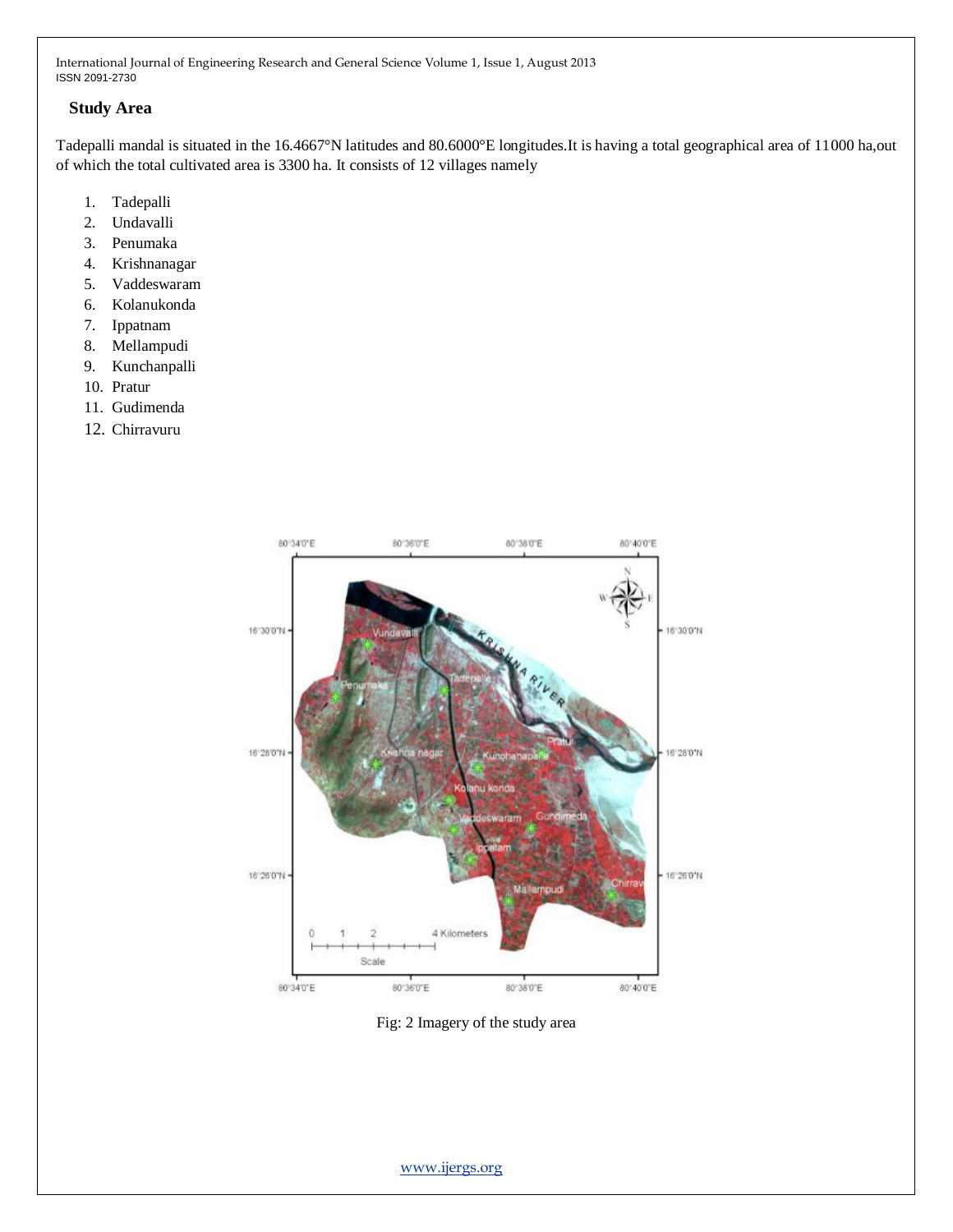## Study Area

Tadepalli mandal is situated in the 16.4667°N latitudes and 80.6000°E longitudes.It is having a total geographical area of 11000 ha,out of which the total cultivated area is 3300 ha. It consists of 12 villages namely

1. Tadepalli
2. Undavalli
3. Penumaka
4. Krishnanagar
5. Vaddeswaram
6. Kolanukonda
7. Ippatnam
8. Mellampudi
9. Kunchanpalli
10. Pratur
11. Gudimenda
12. Chirravuru

Fig: 2 Imagery of the study area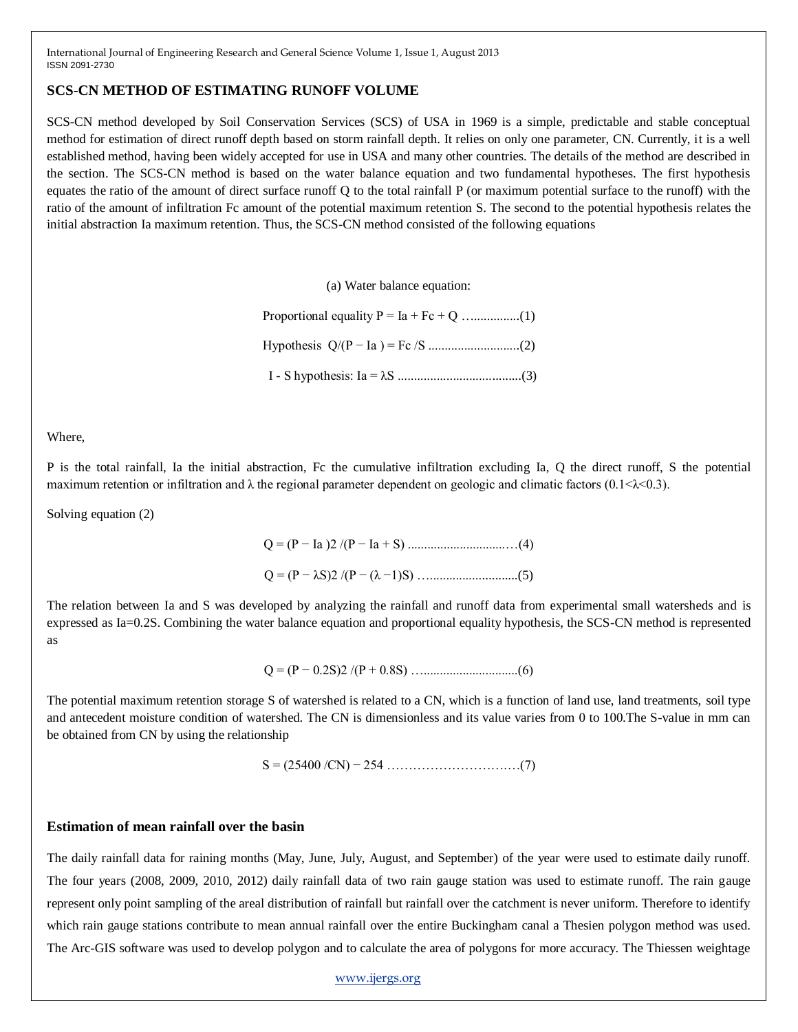## SCS-CN METHOD OF ESTIMATING RUNOFF VOLUME

SCS-CN method developed by Soil Conservation Services (SCS) of USA in 1969 is a simple, predictable and stable conceptual method for estimation of direct runoff depth based on storm rainfall depth. It relies on only one parameter, CN. Currently, it is a well established method, having been widely accepted for use in USA and many other countries. The details of the method are described in the section. The SCS-CN method is based on the water balance equation and two fundamental hypotheses. The first hypothesis equates the ratio of the amount of direct surface runoff Q to the total rainfall P (or maximum potential surface to the runoff) with the ratio of the amount of infiltration Fc amount of the potential maximum retention S. The second to the potential hypothesis relates the initial abstraction Ia maximum retention. Thus, the SCS-CN method consisted of the following equations

(a) Water balance equation:

Proportional equality $P = I_a + F_c + Q$ ……………..(1)

Hypothesis $Q/(P - I_a) = F_c/S$ ………………………..(2)

I - S hypothesis: $I_a = \lambda S$ ………………………………..(3)

Where,

P is the total rainfall, Ia the initial abstraction, Fc the cumulative infiltration excluding Ia, Q the direct runoff, S the potential maximum retention or infiltration and λ the regional parameter dependent on geologic and climatic factors ($0.1<\lambda<0.3$).

Solving equation (2)

$$Q = (P - I_a)^2/(P - I_a + S) \quad \text{…………………………(4)}$$

$$Q = (P - \lambda S)^2/(P - (\lambda - 1)S) \quad \text{…………………………(5)}$$

The relation between Ia and S was developed by analyzing the rainfall and runoff data from experimental small watersheds and is expressed as Ia=0.2S. Combining the water balance equation and proportional equality hypothesis, the SCS-CN method is represented as

$$Q = (P - 0.2S)^2/(P + 0.8S) \quad \text{…………………………(6)}$$

The potential maximum retention storage S of watershed is related to a CN, which is a function of land use, land treatments, soil type and antecedent moisture condition of watershed. The CN is dimensionless and its value varies from 0 to 100.The S-value in mm can be obtained from CN by using the relationship

$$S = (25400/CN) - 254 \quad \text{…………………………(7)}$$

### Estimation of mean rainfall over the basin

The daily rainfall data for raining months (May, June, July, August, and September) of the year were used to estimate daily runoff. The four years (2008, 2009, 2010, 2012) daily rainfall data of two rain gauge station was used to estimate runoff. The rain gauge represent only point sampling of the areal distribution of rainfall but rainfall over the catchment is never uniform. Therefore to identify which rain gauge stations contribute to mean annual rainfall over the entire Buckingham canal a Thesien polygon method was used. The Arc-GIS software was used to develop polygon and to calculate the area of polygons for more accuracy. The Thiessen weightage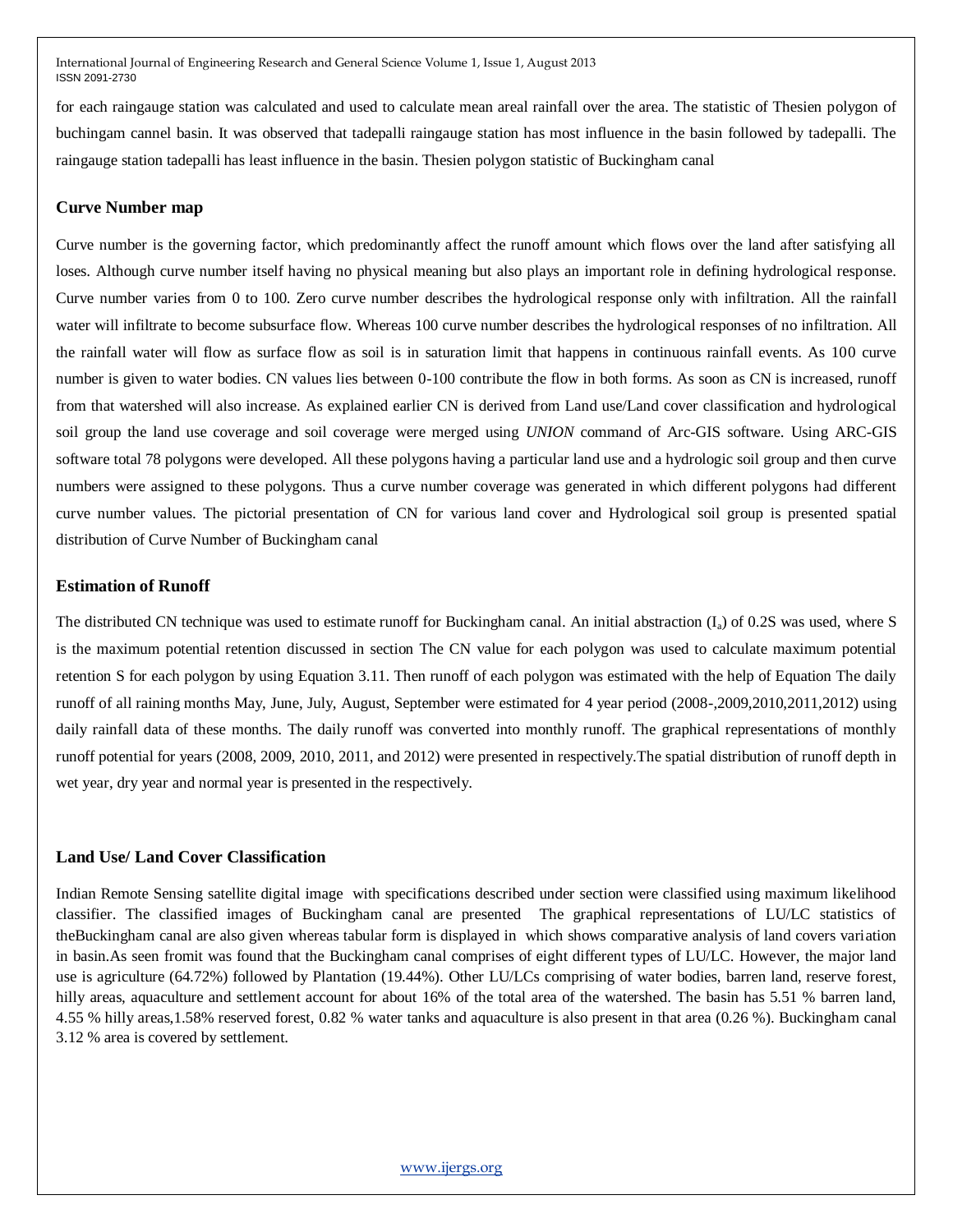for each raingauge station was calculated and used to calculate mean areal rainfall over the area. The statistic of Thesien polygon of buchingam cannel basin. It was observed that tadepalli raingauge station has most influence in the basin followed by tadepalli. The raingauge station tadepalli has least influence in the basin. Thesien polygon statistic of Buckingham canal

## Curve Number map

Curve number is the governing factor, which predominantly affect the runoff amount which flows over the land after satisfying all loses. Although curve number itself having no physical meaning but also plays an important role in defining hydrological response. Curve number varies from 0 to 100. Zero curve number describes the hydrological response only with infiltration. All the rainfall water will infiltrate to become subsurface flow. Whereas 100 curve number describes the hydrological responses of no infiltration. All the rainfall water will flow as surface flow as soil is in saturation limit that happens in continuous rainfall events. As 100 curve number is given to water bodies. CN values lies between 0-100 contribute the flow in both forms. As soon as CN is increased, runoff from that watershed will also increase. As explained earlier CN is derived from Land use/Land cover classification and hydrological soil group the land use coverage and soil coverage were merged using *UNION* command of Arc-GIS software. Using ARC-GIS software total 78 polygons were developed. All these polygons having a particular land use and a hydrologic soil group and then curve numbers were assigned to these polygons. Thus a curve number coverage was generated in which different polygons had different curve number values. The pictorial presentation of CN for various land cover and Hydrological soil group is presented spatial distribution of Curve Number of Buckingham canal

## Estimation of Runoff

The distributed CN technique was used to estimate runoff for Buckingham canal. An initial abstraction ($I_a$) of 0.2S was used, where S is the maximum potential retention discussed in section The CN value for each polygon was used to calculate maximum potential retention S for each polygon by using Equation 3.11. Then runoff of each polygon was estimated with the help of Equation The daily runoff of all raining months May, June, July, August, September were estimated for 4 year period (2008-,2009,2010,2011,2012) using daily rainfall data of these months. The daily runoff was converted into monthly runoff. The graphical representations of monthly runoff potential for years (2008, 2009, 2010, 2011, and 2012) were presented in respectively.The spatial distribution of runoff depth in wet year, dry year and normal year is presented in the respectively.

## Land Use/ Land Cover Classification

Indian Remote Sensing satellite digital image with specifications described under section were classified using maximum likelihood classifier. The classified images of Buckingham canal are presented The graphical representations of LU/LC statistics of theBuckingham canal are also given whereas tabular form is displayed in which shows comparative analysis of land covers variation in basin.As seen fromit was found that the Buckingham canal comprises of eight different types of LU/LC. However, the major land use is agriculture (64.72%) followed by Plantation (19.44%). Other LU/LCs comprising of water bodies, barren land, reserve forest, hilly areas, aquaculture and settlement account for about 16% of the total area of the watershed. The basin has 5.51 % barren land, 4.55 % hilly areas,1.58% reserved forest, 0.82 % water tanks and aquaculture is also present in that area (0.26 %). Buckingham canal 3.12 % area is covered by settlement.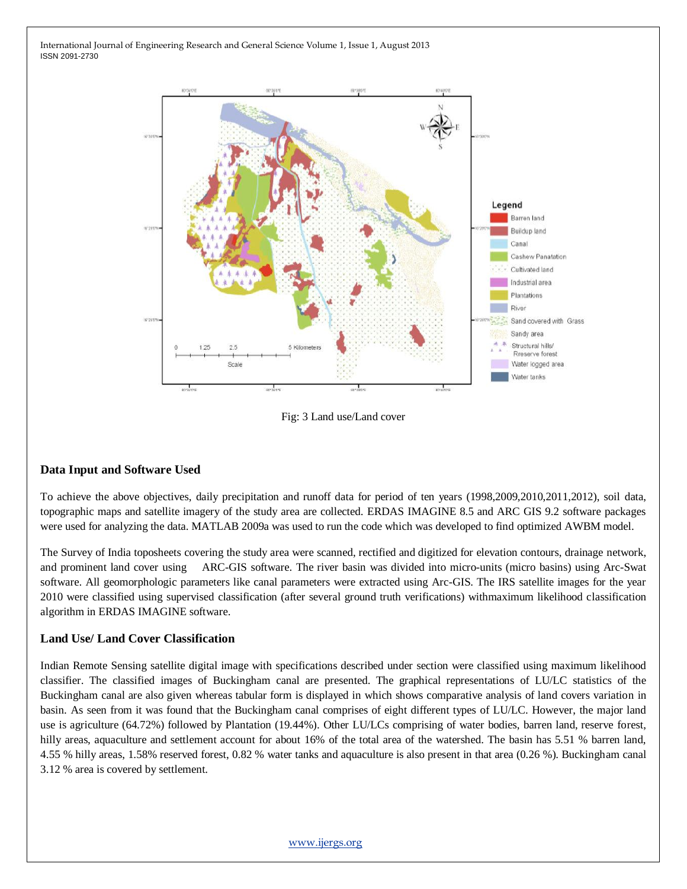Fig: 3 Land use/Land cover

## Data Input and Software Used

To achieve the above objectives, daily precipitation and runoff data for period of ten years (1998,2009,2010,2011,2012), soil data, topographic maps and satellite imagery of the study area are collected. ERDAS IMAGINE 8.5 and ARC GIS 9.2 software packages were used for analyzing the data. MATLAB 2009a was used to run the code which was developed to find optimized AWBM model.

The Survey of India toposheets covering the study area were scanned, rectified and digitized for elevation contours, drainage network, and prominent land cover using ARC-GIS software. The river basin was divided into micro-units (micro basins) using Arc-Swat software. All geomorphologic parameters like canal parameters were extracted using Arc-GIS. The IRS satellite images for the year 2010 were classified using supervised classification (after several ground truth verifications) withmaximum likelihood classification algorithm in ERDAS IMAGINE software.

## Land Use/ Land Cover Classification

Indian Remote Sensing satellite digital image with specifications described under section were classified using maximum likelihood classifier. The classified images of Buckingham canal are presented. The graphical representations of LU/LC statistics of the Buckingham canal are also given whereas tabular form is displayed in which shows comparative analysis of land covers variation in basin. As seen from it was found that the Buckingham canal comprises of eight different types of LU/LC. However, the major land use is agriculture (64.72%) followed by Plantation (19.44%). Other LU/LCs comprising of water bodies, barren land, reserve forest, hilly areas, aquaculture and settlement account for about 16% of the total area of the watershed. The basin has 5.51 % barren land, 4.55 % hilly areas, 1.58% reserved forest, 0.82 % water tanks and aquaculture is also present in that area (0.26 %). Buckingham canal 3.12 % area is covered by settlement.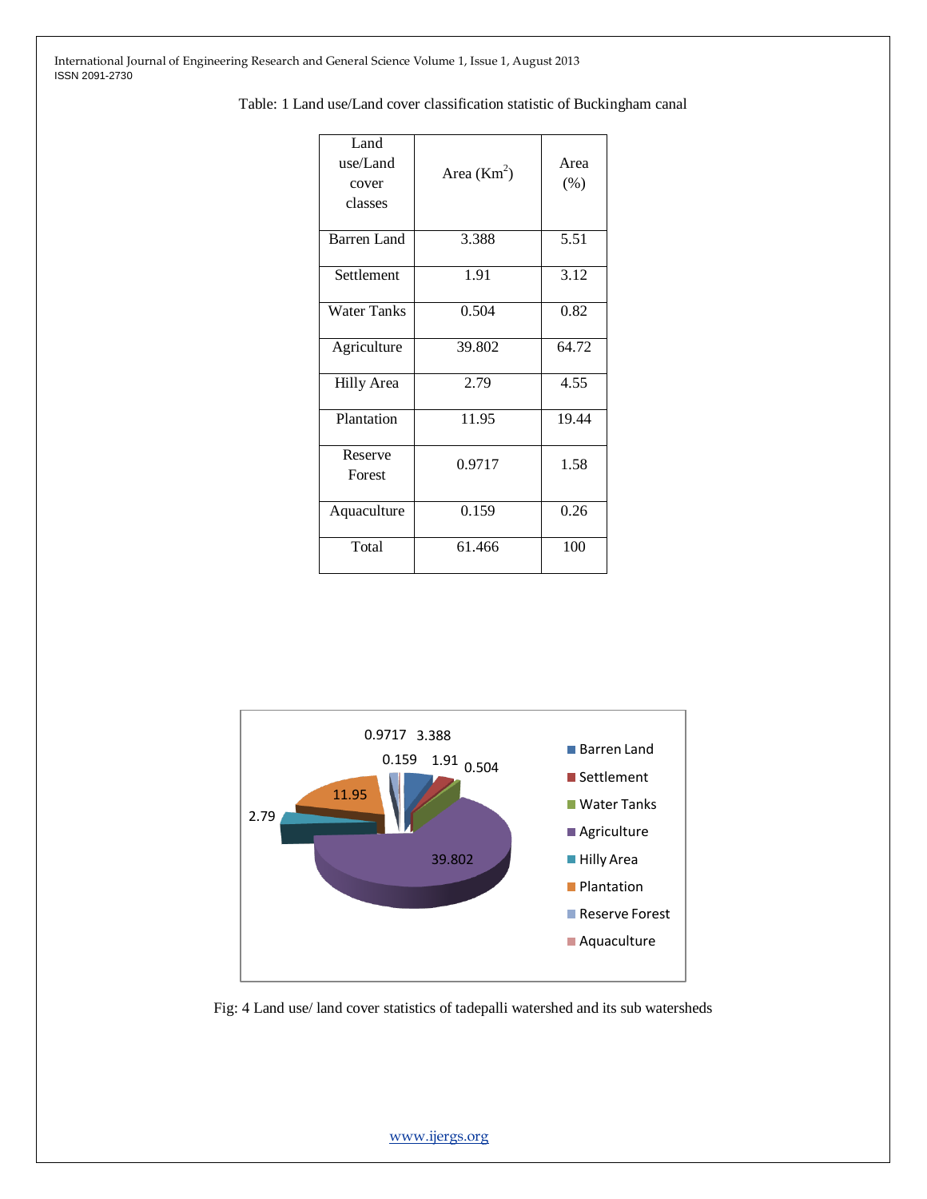Table: 1 Land use/Land cover classification statistic of Buckingham canal

| Land use/Land cover classes | Area ($Km^2$) | Area (%) |
|---|---|---|
| Barren Land | 3.388 | 5.51 |
| Settlement | 1.91 | 3.12 |
| Water Tanks | 0.504 | 0.82 |
| Agriculture | 39.802 | 64.72 |
| Hilly Area | 2.79 | 4.55 |
| Plantation | 11.95 | 19.44 |
| Reserve Forest | 0.9717 | 1.58 |
| Aquaculture | 0.159 | 0.26 |
| Total | 61.466 | 100 |

Fig: 4 Land use/ land cover statistics of tadepalli watershed and its sub watersheds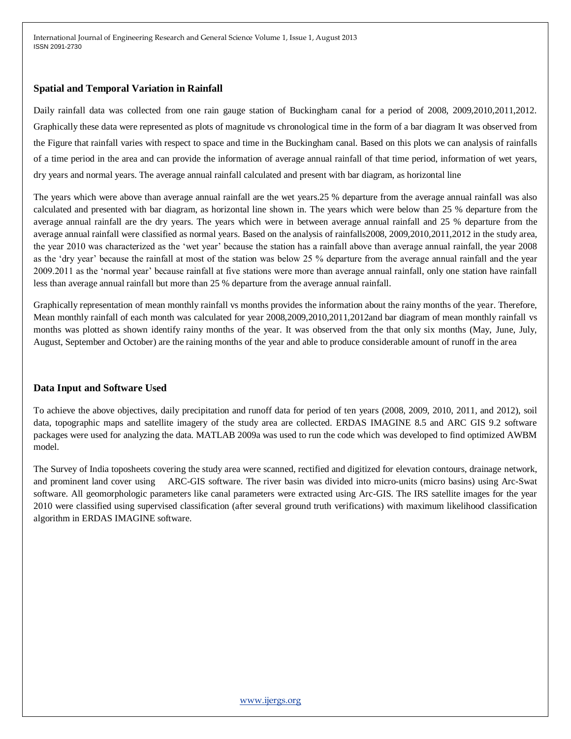### Spatial and Temporal Variation in Rainfall

Daily rainfall data was collected from one rain gauge station of Buckingham canal for a period of 2008, 2009,2010,2011,2012. Graphically these data were represented as plots of magnitude vs chronological time in the form of a bar diagram It was observed from the Figure that rainfall varies with respect to space and time in the Buckingham canal. Based on this plots we can analysis of rainfalls of a time period in the area and can provide the information of average annual rainfall of that time period, information of wet years, dry years and normal years. The average annual rainfall calculated and present with bar diagram, as horizontal line

The years which were above than average annual rainfall are the wet years.25 % departure from the average annual rainfall was also calculated and presented with bar diagram, as horizontal line shown in. The years which were below than 25 % departure from the average annual rainfall are the dry years. The years which were in between average annual rainfall and 25 % departure from the average annual rainfall were classified as normal years. Based on the analysis of rainfalls2008, 2009,2010,2011,2012 in the study area, the year 2010 was characterized as the 'wet year' because the station has a rainfall above than average annual rainfall, the year 2008 as the 'dry year' because the rainfall at most of the station was below 25 % departure from the average annual rainfall and the year 2009.2011 as the 'normal year' because rainfall at five stations were more than average annual rainfall, only one station have rainfall less than average annual rainfall but more than 25 % departure from the average annual rainfall.

Graphically representation of mean monthly rainfall vs months provides the information about the rainy months of the year. Therefore, Mean monthly rainfall of each month was calculated for year 2008,2009,2010,2011,2012and bar diagram of mean monthly rainfall vs months was plotted as shown identify rainy months of the year. It was observed from the that only six months (May, June, July, August, September and October) are the raining months of the year and able to produce considerable amount of runoff in the area

### Data Input and Software Used

To achieve the above objectives, daily precipitation and runoff data for period of ten years (2008, 2009, 2010, 2011, and 2012), soil data, topographic maps and satellite imagery of the study area are collected. ERDAS IMAGINE 8.5 and ARC GIS 9.2 software packages were used for analyzing the data. MATLAB 2009a was used to run the code which was developed to find optimized AWBM model.

The Survey of India toposheets covering the study area were scanned, rectified and digitized for elevation contours, drainage network, and prominent land cover using ARC-GIS software. The river basin was divided into micro-units (micro basins) using Arc-Swat software. All geomorphologic parameters like canal parameters were extracted using Arc-GIS. The IRS satellite images for the year 2010 were classified using supervised classification (after several ground truth verifications) with maximum likelihood classification algorithm in ERDAS IMAGINE software.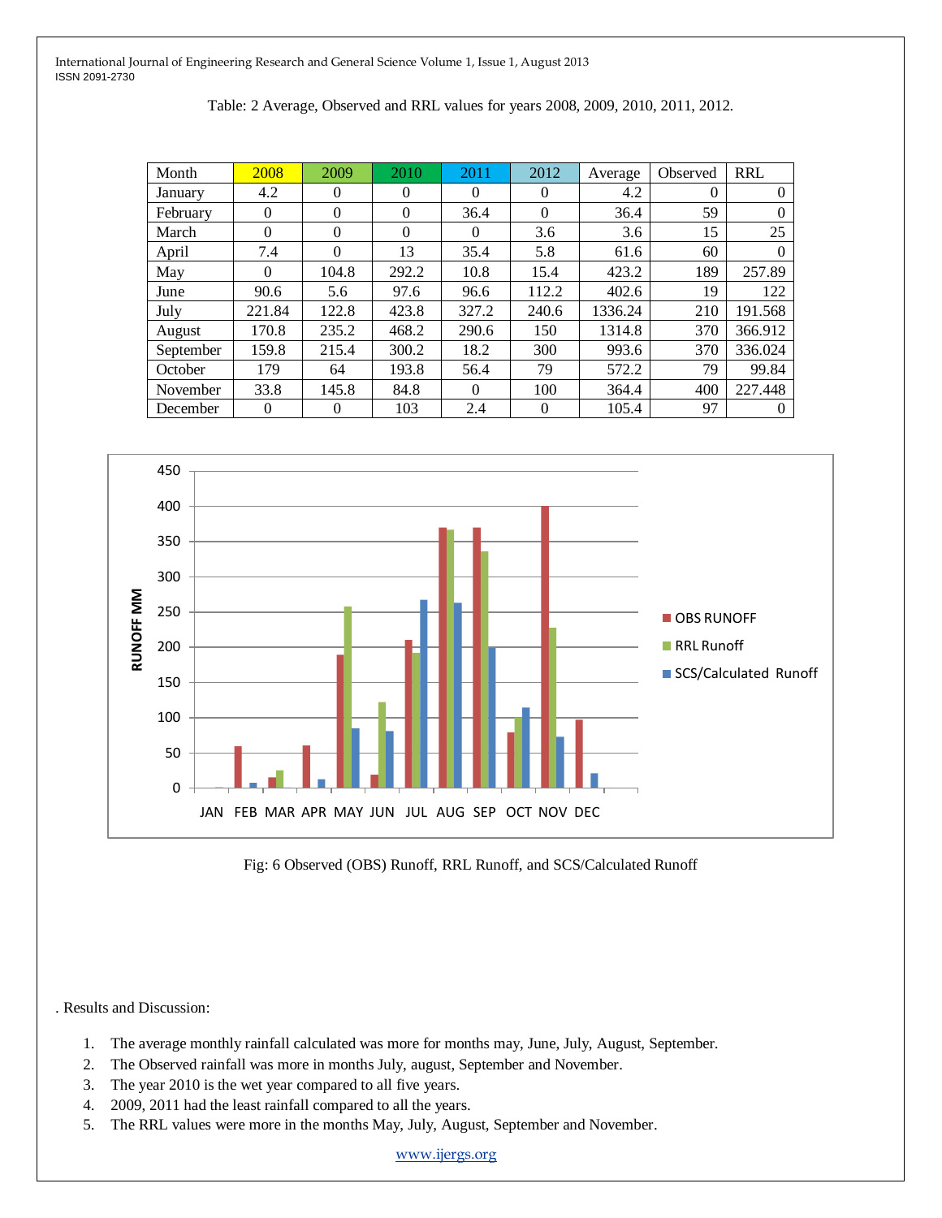Table: 2 Average, Observed and RRL values for years 2008, 2009, 2010, 2011, 2012.

| Month | 2008 | 2009 | 2010 | 2011 | 2012 | Average | Observed | RRL |
|---|---|---|---|---|---|---|---|---|
| January | 4.2 | 0 | 0 | 0 | 0 | 4.2 | 0 | 0 |
| February | 0 | 0 | 0 | 36.4 | 0 | 36.4 | 59 | 0 |
| March | 0 | 0 | 0 | 0 | 3.6 | 3.6 | 15 | 25 |
| April | 7.4 | 0 | 13 | 35.4 | 5.8 | 61.6 | 60 | 0 |
| May | 0 | 104.8 | 292.2 | 10.8 | 15.4 | 423.2 | 189 | 257.89 |
| June | 90.6 | 5.6 | 97.6 | 96.6 | 112.2 | 402.6 | 19 | 122 |
| July | 221.84 | 122.8 | 423.8 | 327.2 | 240.6 | 1336.24 | 210 | 191.568 |
| August | 170.8 | 235.2 | 468.2 | 290.6 | 150 | 1314.8 | 370 | 366.912 |
| September | 159.8 | 215.4 | 300.2 | 18.2 | 300 | 993.6 | 370 | 336.024 |
| October | 179 | 64 | 193.8 | 56.4 | 79 | 572.2 | 79 | 99.84 |
| November | 33.8 | 145.8 | 84.8 | 0 | 100 | 364.4 | 400 | 227.448 |
| December | 0 | 0 | 103 | 2.4 | 0 | 105.4 | 97 | 0 |

Fig: 6 Observed (OBS) Runoff, RRL Runoff, and SCS/Calculated Runoff

. Results and Discussion:

1. The average monthly rainfall calculated was more for months may, June, July, August, September.
2. The Observed rainfall was more in months July, august, September and November.
3. The year 2010 is the wet year compared to all five years.
4. 2009, 2011 had the least rainfall compared to all the years.
5. The RRL values were more in the months May, July, August, September and November.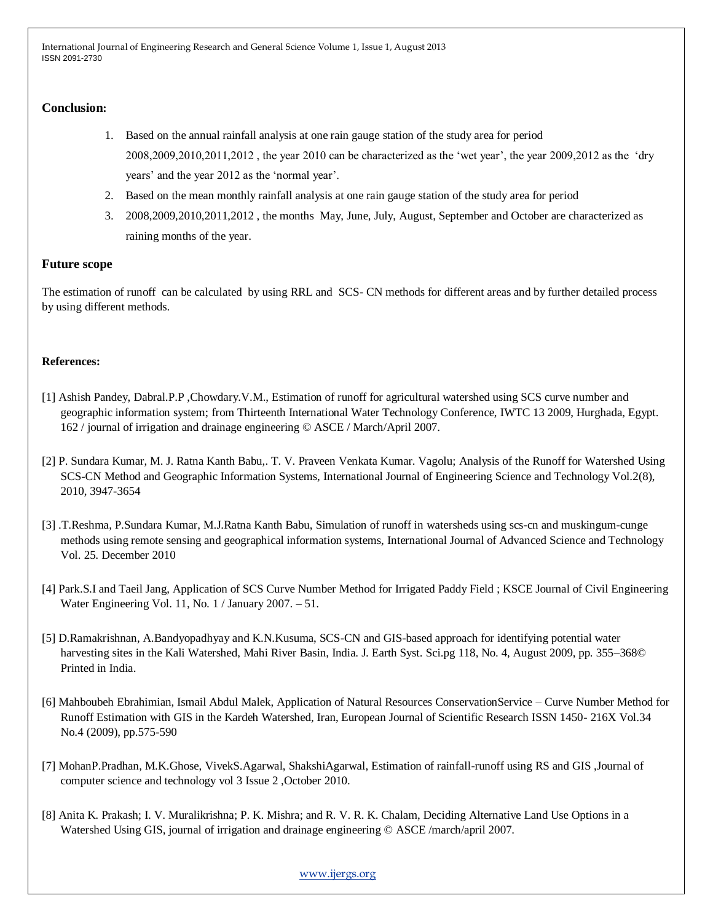### Conclusion:

1. Based on the annual rainfall analysis at one rain gauge station of the study area for period 2008,2009,2010,2011,2012 , the year 2010 can be characterized as the 'wet year', the year 2009,2012 as the 'dry years' and the year 2012 as the 'normal year'.
2. Based on the mean monthly rainfall analysis at one rain gauge station of the study area for period
3. 2008,2009,2010,2011,2012 , the months May, June, July, August, September and October are characterized as raining months of the year.

### Future scope

The estimation of runoff can be calculated by using RRL and SCS- CN methods for different areas and by further detailed process by using different methods.

### References:

[1] Ashish Pandey, Dabral.P.P ,Chowdary.V.M., Estimation of runoff for agricultural watershed using SCS curve number and geographic information system; from Thirteenth International Water Technology Conference, IWTC 13 2009, Hurghada, Egypt. 162 / journal of irrigation and drainage engineering © ASCE / March/April 2007.

[2] P. Sundara Kumar, M. J. Ratna Kanth Babu,. T. V. Praveen Venkata Kumar. Vagolu; Analysis of the Runoff for Watershed Using SCS-CN Method and Geographic Information Systems, International Journal of Engineering Science and Technology Vol.2(8), 2010, 3947-3654

[3] .T.Reshma, P.Sundara Kumar, M.J.Ratna Kanth Babu, Simulation of runoff in watersheds using scs-cn and muskingum-cunge methods using remote sensing and geographical information systems, International Journal of Advanced Science and Technology Vol. 25. December 2010

[4] Park.S.I and Taeil Jang, Application of SCS Curve Number Method for Irrigated Paddy Field ; KSCE Journal of Civil Engineering Water Engineering Vol. 11, No. 1 / January 2007. – 51.

[5] D.Ramakrishnan, A.Bandyopadhyay and K.N.Kusuma, SCS-CN and GIS-based approach for identifying potential water harvesting sites in the Kali Watershed, Mahi River Basin, India. J. Earth Syst. Sci.pg 118, No. 4, August 2009, pp. 355–368© Printed in India.

[6] Mahboubeh Ebrahimian, Ismail Abdul Malek, Application of Natural Resources ConservationService – Curve Number Method for Runoff Estimation with GIS in the Kardeh Watershed, Iran, European Journal of Scientific Research ISSN 1450- 216X Vol.34 No.4 (2009), pp.575-590

[7] MohanP.Pradhan, M.K.Ghose, VivekS.Agarwal, ShakshiAgarwal, Estimation of rainfall-runoff using RS and GIS ,Journal of computer science and technology vol 3 Issue 2 ,October 2010.

[8] Anita K. Prakash; I. V. Muralikrishna; P. K. Mishra; and R. V. R. K. Chalam, Deciding Alternative Land Use Options in a Watershed Using GIS, journal of irrigation and drainage engineering © ASCE /march/april 2007.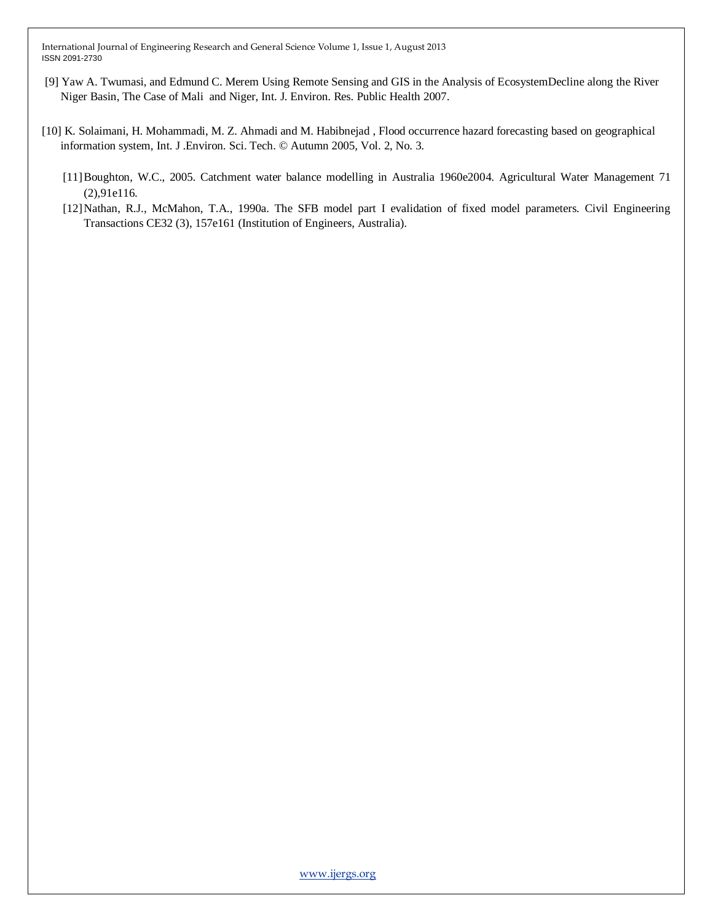[9] Yaw A. Twumasi, and Edmund C. Merem Using Remote Sensing and GIS in the Analysis of EcosystemDecline along the River Niger Basin, The Case of Mali and Niger, Int. J. Environ. Res. Public Health 2007.

[10] K. Solaimani, H. Mohammadi, M. Z. Ahmadi and M. Habibnejad , Flood occurrence hazard forecasting based on geographical information system, Int. J .Environ. Sci. Tech. © Autumn 2005, Vol. 2, No. 3.

[11] Boughton, W.C., 2005. Catchment water balance modelling in Australia 1960e2004. Agricultural Water Management 71 (2),91e116.

[12] Nathan, R.J., McMahon, T.A., 1990a. The SFB model part I evalidation of fixed model parameters. Civil Engineering Transactions CE32 (3), 157e161 (Institution of Engineers, Australia).